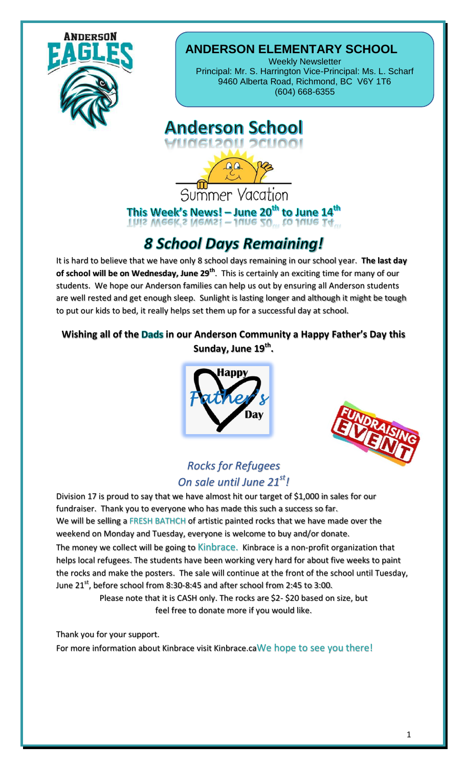# ANDERSON ELEMENTARY SCHOOL

Weekly Newsletter
Principal: Mr. S. Harrington Vice-Principal: Ms. L. Scharf
9460 Alberta Road, Richmond, BC V6Y 1T6
(604) 668-6355

## Anderson School

Summer Vacation

### This Week's News! – June 20th to June 14th

## *8 School Days Remaining!*

It is hard to believe that we have only 8 school days remaining in our school year. **The last day of school will be on Wednesday, June 29th**. This is certainly an exciting time for many of our students. We hope our Anderson families can help us out by ensuring all Anderson students are well rested and get enough sleep. Sunlight is lasting longer and although it might be tough to put our kids to bed, it really helps set them up for a successful day at school.

**Wishing all of the Dads in our Anderson Community a Happy Father's Day this Sunday, June 19th.**

Happy Father's Day

FUNDRAISING EVENT

### *Rocks for Refugees*
### *On sale until June 21st!*

Division 17 is proud to say that we have almost hit our target of $1,000 in sales for our fundraiser. Thank you to everyone who has made this such a success so far.
We will be selling a FRESH BATHCH of artistic painted rocks that we have made over the weekend on Monday and Tuesday, everyone is welcome to buy and/or donate.
The money we collect will be going to Kinbrace. Kinbrace is a non-profit organization that helps local refugees. The students have been working very hard for about five weeks to paint the rocks and make the posters. The sale will continue at the front of the school until Tuesday, June 21st, before school from 8:30-8:45 and after school from 2:45 to 3:00.

Please note that it is CASH only. The rocks are $2- $20 based on size, but feel free to donate more if you would like.

Thank you for your support.
For more information about Kinbrace visit Kinbrace.caWe hope to see you there!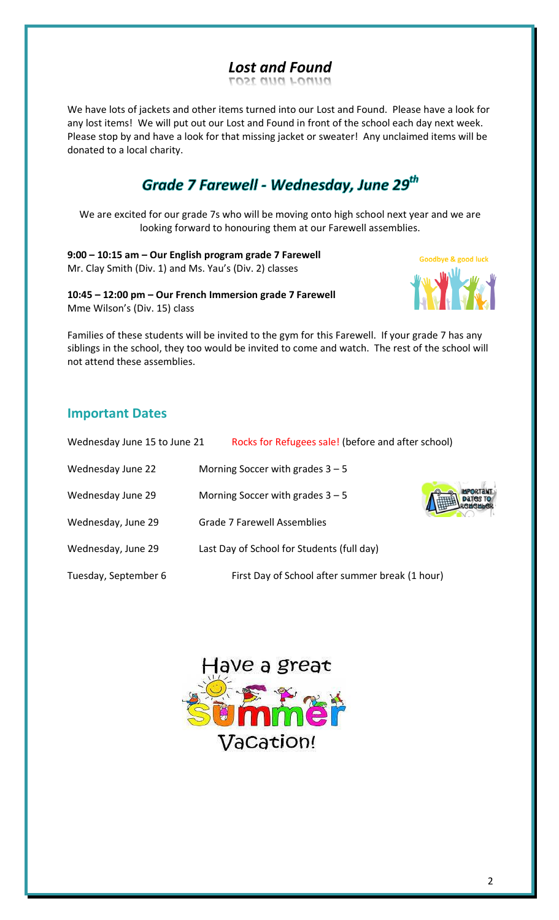## *Lost and Found*

We have lots of jackets and other items turned into our Lost and Found. Please have a look for any lost items! We will put out our Lost and Found in front of the school each day next week. Please stop by and have a look for that missing jacket or sweater! Any unclaimed items will be donated to a local charity.

## *Grade 7 Farewell - Wednesday, June 29th*

We are excited for our grade 7s who will be moving onto high school next year and we are looking forward to honouring them at our Farewell assemblies.

**9:00 – 10:15 am – Our English program grade 7 Farewell**
Mr. Clay Smith (Div. 1) and Ms. Yau's (Div. 2) classes

**10:45 – 12:00 pm – Our French Immersion grade 7 Farewell**
Mme Wilson's (Div. 15) class

Families of these students will be invited to the gym for this Farewell. If your grade 7 has any siblings in the school, they too would be invited to come and watch. The rest of the school will not attend these assemblies.

## Important Dates

| | |
|---|---|
| Wednesday June 15 to June 21 | Rocks for Refugees sale! (before and after school) |
| Wednesday June 22 | Morning Soccer with grades 3 – 5 |
| Wednesday June 29 | Morning Soccer with grades 3 – 5 |
| Wednesday, June 29 | Grade 7 Farewell Assemblies |
| Wednesday, June 29 | Last Day of School for Students (full day) |
| Tuesday, September 6 | First Day of School after summer break (1 hour) |

Have a great Summer Vacation!